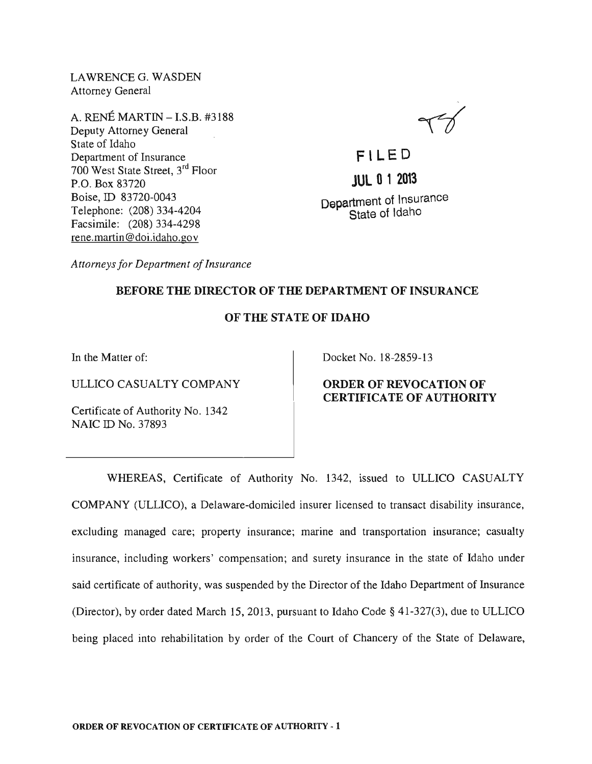LAWRENCE G. WASDEN
Attorney General

A. RENÉ MARTIN – I.S.B. #3188
Deputy Attorney General
State of Idaho
Department of Insurance
700 West State Street, 3rd Floor
P.O. Box 83720
Boise, ID 83720-0043
Telephone: (208) 334-4204
Facsimile: (208) 334-4298
rene.martin@doi.idaho.gov

*Attorneys for Department of Insurance*

FILED
JUL 01 2013
Department of Insurance
State of Idaho

**BEFORE THE DIRECTOR OF THE DEPARTMENT OF INSURANCE**

**OF THE STATE OF IDAHO**

In the Matter of:

ULLICO CASUALTY COMPANY

Certificate of Authority No. 1342
NAIC ID No. 37893

Docket No. 18-2859-13

**ORDER OF REVOCATION OF CERTIFICATE OF AUTHORITY**

WHEREAS, Certificate of Authority No. 1342, issued to ULLICO CASUALTY COMPANY (ULLICO), a Delaware-domiciled insurer licensed to transact disability insurance, excluding managed care; property insurance; marine and transportation insurance; casualty insurance, including workers' compensation; and surety insurance in the state of Idaho under said certificate of authority, was suspended by the Director of the Idaho Department of Insurance (Director), by order dated March 15, 2013, pursuant to Idaho Code § 41-327(3), due to ULLICO being placed into rehabilitation by order of the Court of Chancery of the State of Delaware,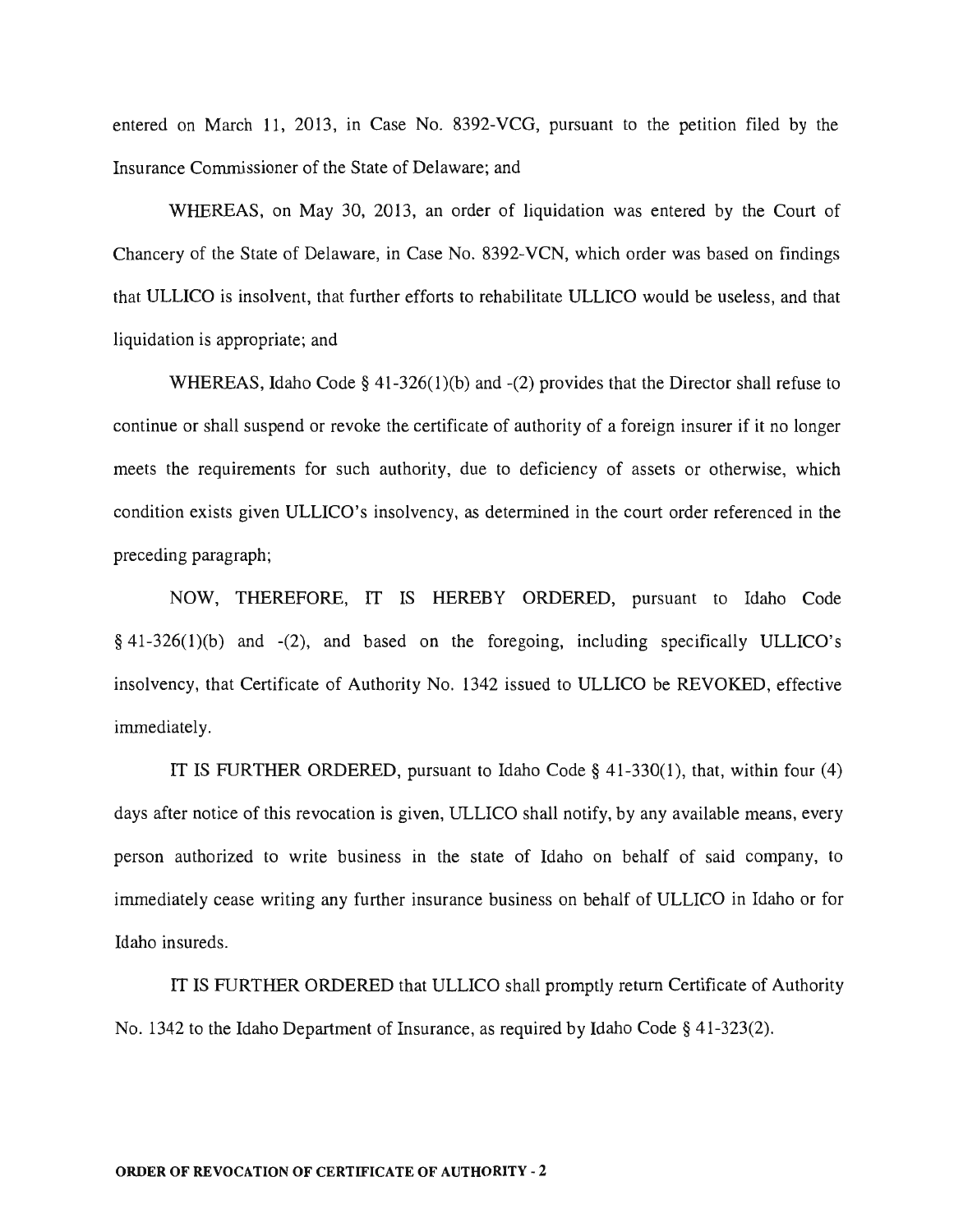entered on March 11, 2013, in Case No. 8392-VCG, pursuant to the petition filed by the Insurance Commissioner of the State of Delaware; and

WHEREAS, on May 30, 2013, an order of liquidation was entered by the Court of Chancery of the State of Delaware, in Case No. 8392-VCN, which order was based on findings that ULLICO is insolvent, that further efforts to rehabilitate ULLICO would be useless, and that liquidation is appropriate; and

WHEREAS, Idaho Code § 41-326(1)(b) and -(2) provides that the Director shall refuse to continue or shall suspend or revoke the certificate of authority of a foreign insurer if it no longer meets the requirements for such authority, due to deficiency of assets or otherwise, which condition exists given ULLICO's insolvency, as determined in the court order referenced in the preceding paragraph;

NOW, THEREFORE, IT IS HEREBY ORDERED, pursuant to Idaho Code § 41-326(1)(b) and -(2), and based on the foregoing, including specifically ULLICO's insolvency, that Certificate of Authority No. 1342 issued to ULLICO be REVOKED, effective immediately.

IT IS FURTHER ORDERED, pursuant to Idaho Code § 41-330(1), that, within four (4) days after notice of this revocation is given, ULLICO shall notify, by any available means, every person authorized to write business in the state of Idaho on behalf of said company, to immediately cease writing any further insurance business on behalf of ULLICO in Idaho or for Idaho insureds.

IT IS FURTHER ORDERED that ULLICO shall promptly return Certificate of Authority No. 1342 to the Idaho Department of Insurance, as required by Idaho Code § 41-323(2).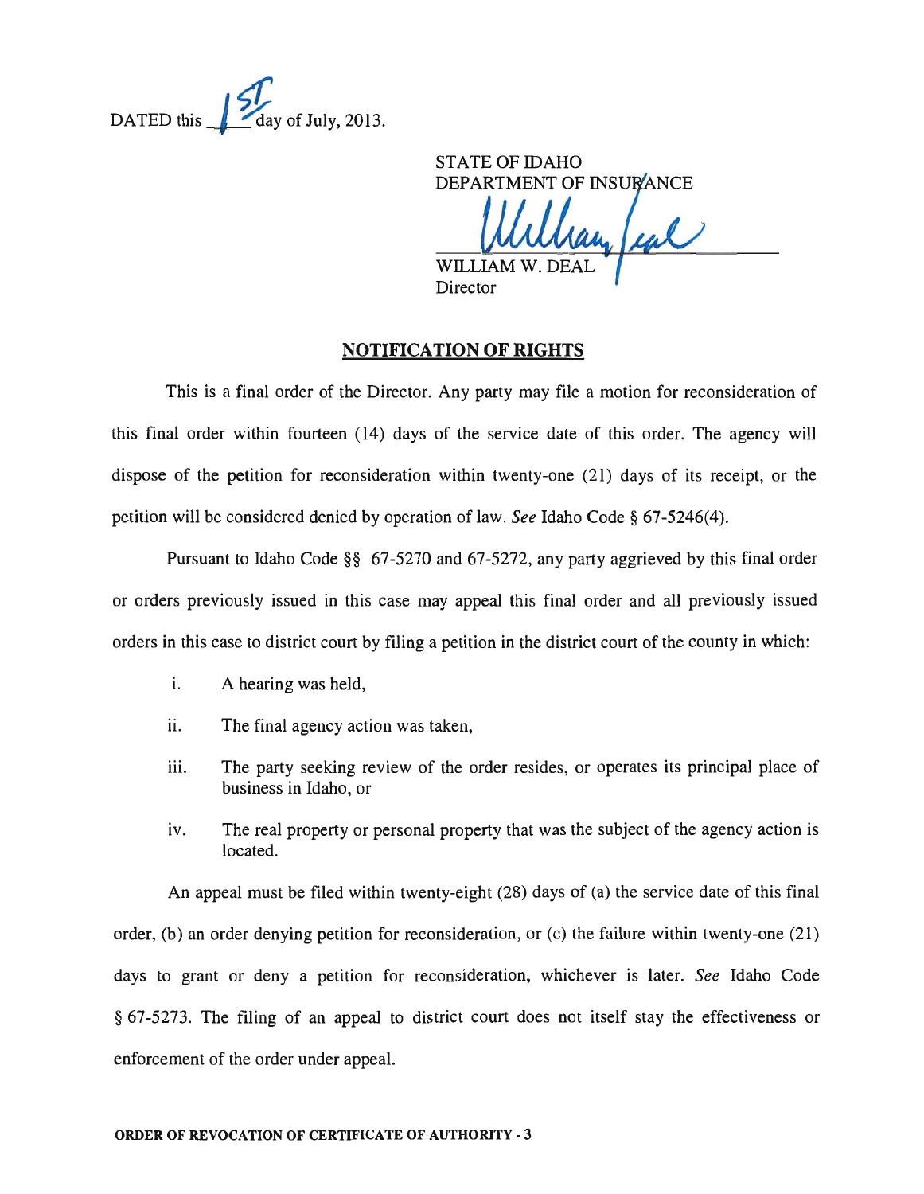DATED this 1st day of July, 2013.

STATE OF IDAHO
DEPARTMENT OF INSURANCE

William Deal

WILLIAM W. DEAL
Director

## NOTIFICATION OF RIGHTS

This is a final order of the Director. Any party may file a motion for reconsideration of this final order within fourteen (14) days of the service date of this order. The agency will dispose of the petition for reconsideration within twenty-one (21) days of its receipt, or the petition will be considered denied by operation of law. *See* Idaho Code § 67-5246(4).

Pursuant to Idaho Code §§ 67-5270 and 67-5272, any party aggrieved by this final order or orders previously issued in this case may appeal this final order and all previously issued orders in this case to district court by filing a petition in the district court of the county in which:

i. A hearing was held,

ii. The final agency action was taken,

iii. The party seeking review of the order resides, or operates its principal place of business in Idaho, or

iv. The real property or personal property that was the subject of the agency action is located.

An appeal must be filed within twenty-eight (28) days of (a) the service date of this final order, (b) an order denying petition for reconsideration, or (c) the failure within twenty-one (21) days to grant or deny a petition for reconsideration, whichever is later. *See* Idaho Code § 67-5273. The filing of an appeal to district court does not itself stay the effectiveness or enforcement of the order under appeal.

**ORDER OF REVOCATION OF CERTIFICATE OF AUTHORITY - 3**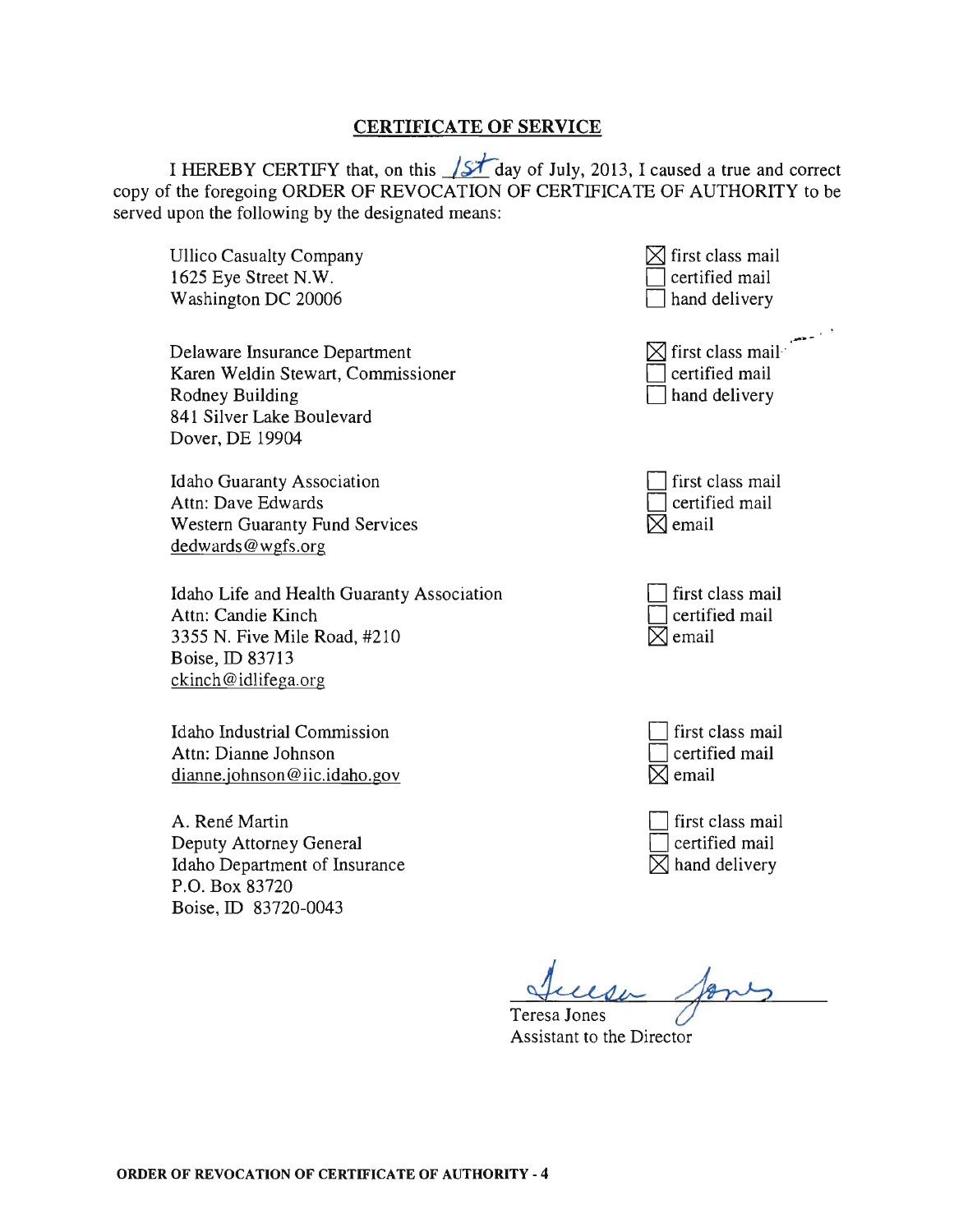## CERTIFICATE OF SERVICE

I HEREBY CERTIFY that, on this 1st day of July, 2013, I caused a true and correct copy of the foregoing ORDER OF REVOCATION OF CERTIFICATE OF AUTHORITY to be served upon the following by the designated means:

| | |
|---|---|
| Ullico Casualty Company<br>1625 Eye Street N.W.<br>Washington DC 20006 | ☒ first class mail<br>☐ certified mail<br>☐ hand delivery |
| Delaware Insurance Department<br>Karen Weldin Stewart, Commissioner<br>Rodney Building<br>841 Silver Lake Boulevard<br>Dover, DE 19904 | ☒ first class mail<br>☐ certified mail<br>☐ hand delivery |
| Idaho Guaranty Association<br>Attn: Dave Edwards<br>Western Guaranty Fund Services<br>dedwards@wgfs.org | ☐ first class mail<br>☐ certified mail<br>☒ email |
| Idaho Life and Health Guaranty Association<br>Attn: Candie Kinch<br>3355 N. Five Mile Road, #210<br>Boise, ID 83713<br>ckinch@idlifega.org | ☐ first class mail<br>☐ certified mail<br>☒ email |
| Idaho Industrial Commission<br>Attn: Dianne Johnson<br>dianne.johnson@iic.idaho.gov | ☐ first class mail<br>☐ certified mail<br>☒ email |
| A. René Martin<br>Deputy Attorney General<br>Idaho Department of Insurance<br>P.O. Box 83720<br>Boise, ID 83720-0043 | ☐ first class mail<br>☐ certified mail<br>☒ hand delivery |

Teresa Jones
Assistant to the Director